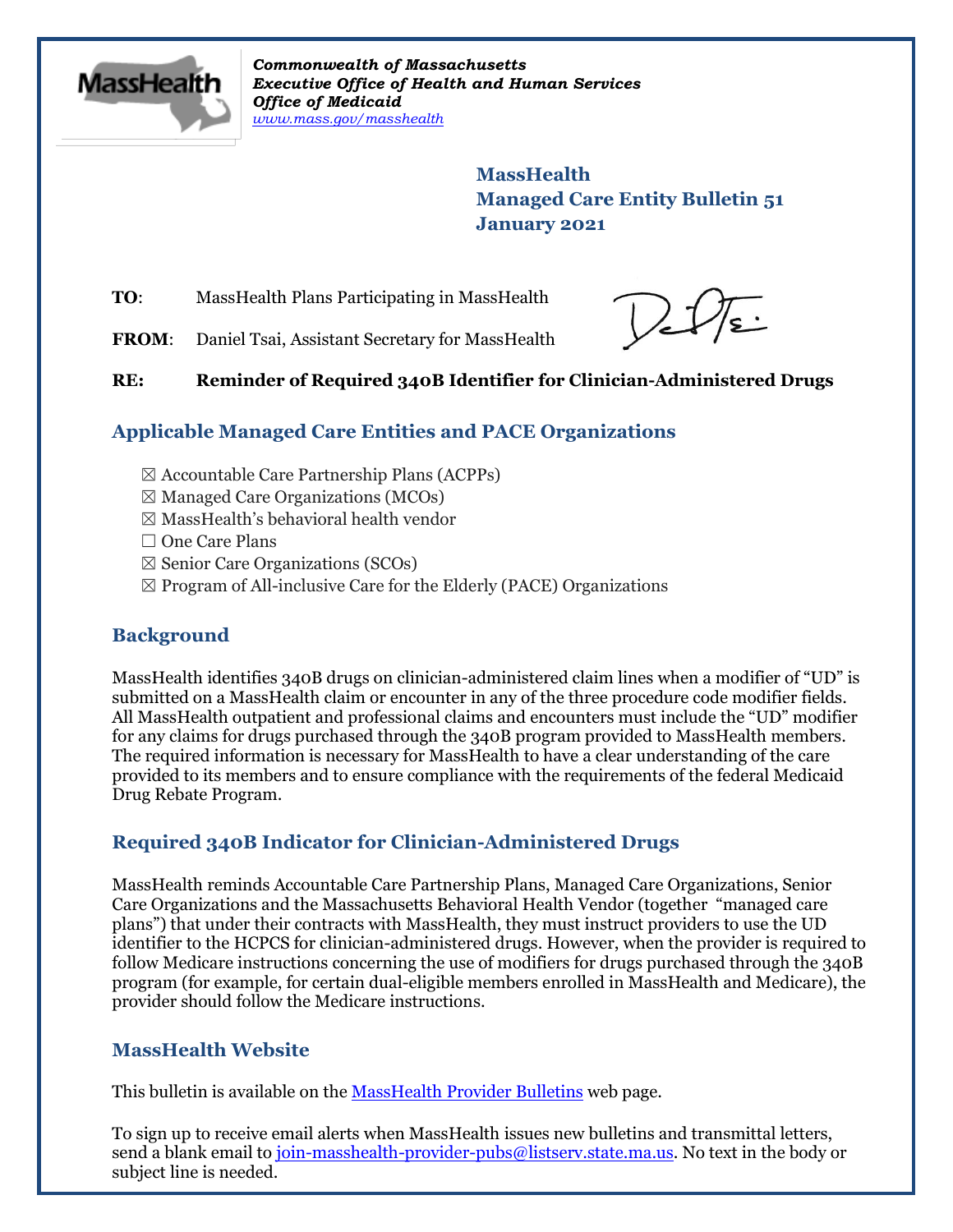*Commonwealth of Massachusetts*
***Executive Office of Health and Human Services***
***Office of Medicaid***
*www.mass.gov/masshealth*

**MassHealth**
**Managed Care Entity Bulletin 51**
**January 2021**

**TO**: MassHealth Plans Participating in MassHealth

**FROM**: Daniel Tsai, Assistant Secretary for MassHealth

**RE: Reminder of Required 340B Identifier for Clinician-Administered Drugs**

## Applicable Managed Care Entities and PACE Organizations

- ☒ Accountable Care Partnership Plans (ACPPs)
- ☒ Managed Care Organizations (MCOs)
- ☒ MassHealth's behavioral health vendor
- ☐ One Care Plans
- ☒ Senior Care Organizations (SCOs)
- ☒ Program of All-inclusive Care for the Elderly (PACE) Organizations

## Background

MassHealth identifies 340B drugs on clinician-administered claim lines when a modifier of "UD" is submitted on a MassHealth claim or encounter in any of the three procedure code modifier fields. All MassHealth outpatient and professional claims and encounters must include the "UD" modifier for any claims for drugs purchased through the 340B program provided to MassHealth members. The required information is necessary for MassHealth to have a clear understanding of the care provided to its members and to ensure compliance with the requirements of the federal Medicaid Drug Rebate Program.

## Required 340B Indicator for Clinician-Administered Drugs

MassHealth reminds Accountable Care Partnership Plans, Managed Care Organizations, Senior Care Organizations and the Massachusetts Behavioral Health Vendor (together "managed care plans") that under their contracts with MassHealth, they must instruct providers to use the UD identifier to the HCPCS for clinician-administered drugs. However, when the provider is required to follow Medicare instructions concerning the use of modifiers for drugs purchased through the 340B program (for example, for certain dual-eligible members enrolled in MassHealth and Medicare), the provider should follow the Medicare instructions.

## MassHealth Website

This bulletin is available on the [MassHealth Provider Bulletins](#) web page.

To sign up to receive email alerts when MassHealth issues new bulletins and transmittal letters, send a blank email to join-masshealth-provider-pubs@listserv.state.ma.us. No text in the body or subject line is needed.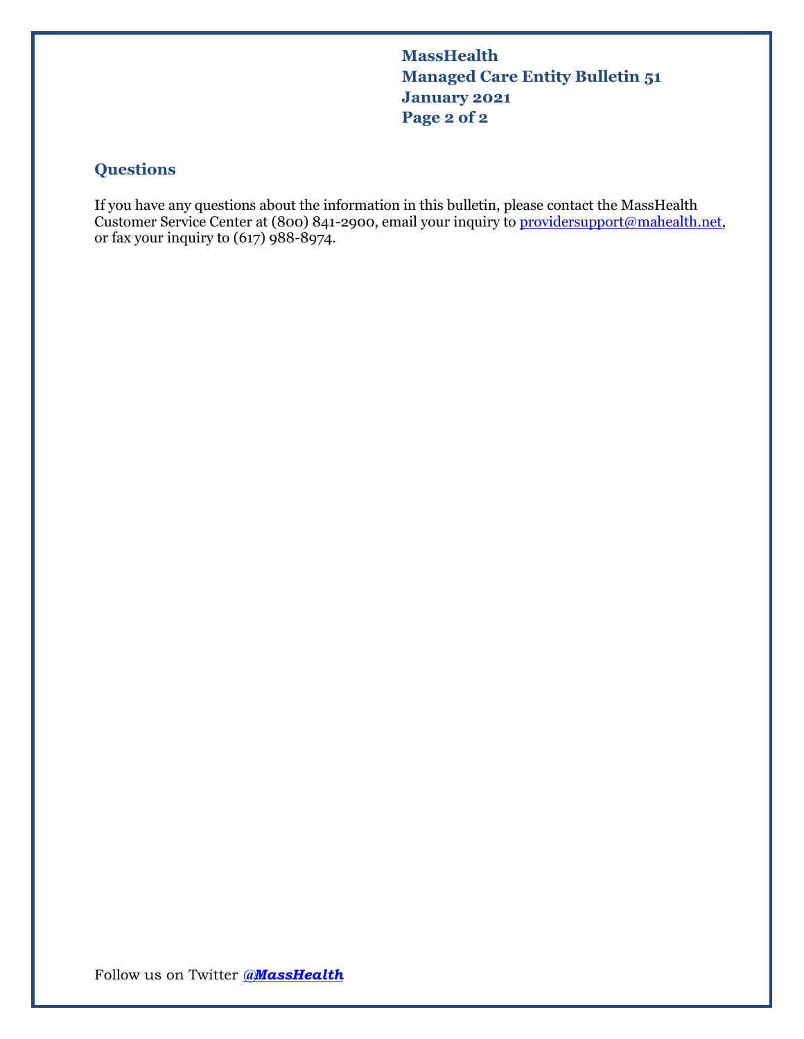## Questions

If you have any questions about the information in this bulletin, please contact the MassHealth Customer Service Center at (800) 841-2900, email your inquiry to providersupport@mahealth.net, or fax your inquiry to (617) 988-8974.

Follow us on Twitter ***@MassHealth***